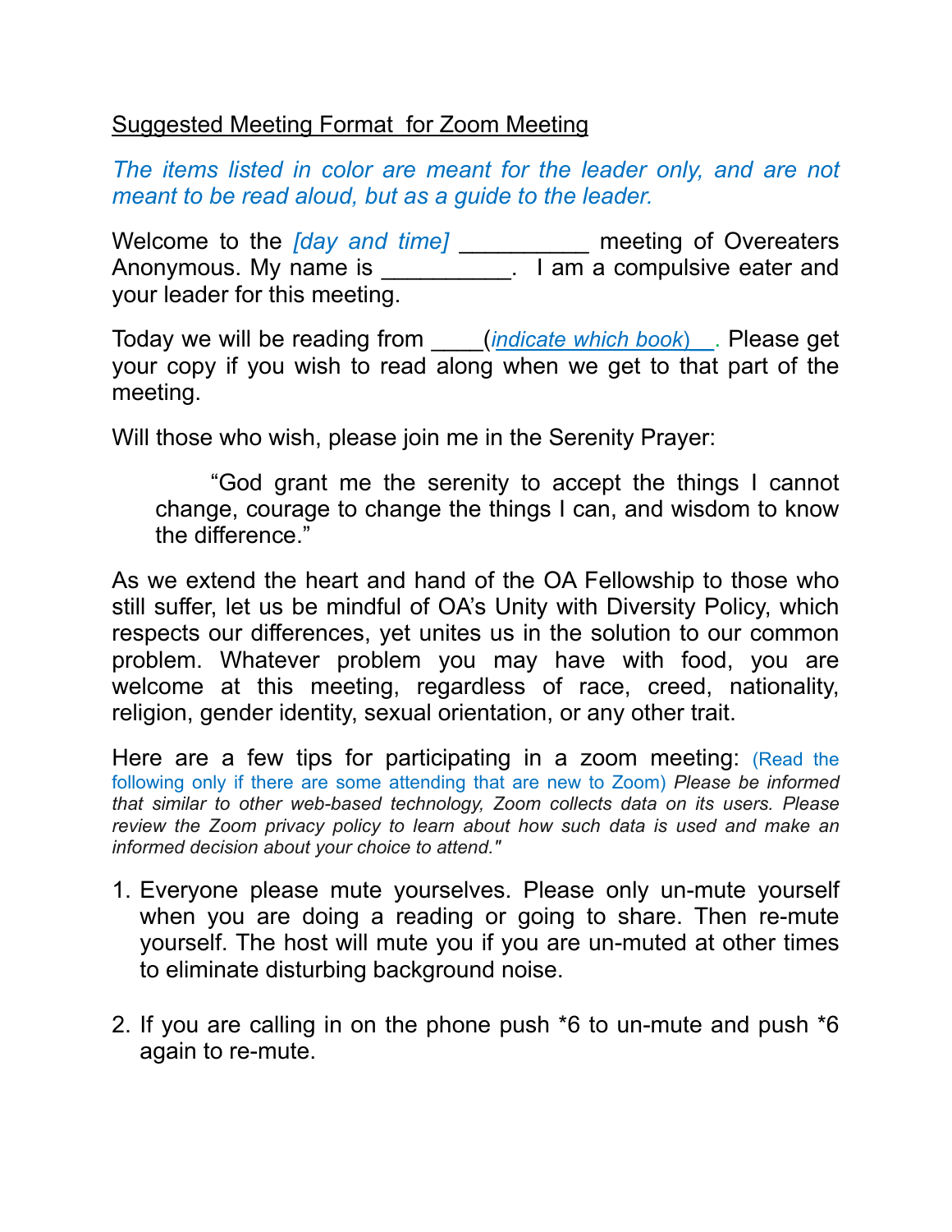<u>Suggested Meeting Format  for Zoom Meeting</u>

*The items listed in color are meant for the leader only, and are not meant to be read aloud, but as a guide to the leader.*

Welcome to the *[day and time]* __________ meeting of Overeaters Anonymous. My name is __________.  I am a compulsive eater and your leader for this meeting.

Today we will be reading from ____(*indicate which book)*__. Please get your copy if you wish to read along when we get to that part of the meeting.

Will those who wish, please join me in the Serenity Prayer:

> "God grant me the serenity to accept the things I cannot change, courage to change the things I can, and wisdom to know the difference."

As we extend the heart and hand of the OA Fellowship to those who still suffer, let us be mindful of OA's Unity with Diversity Policy, which respects our differences, yet unites us in the solution to our common problem. Whatever problem you may have with food, you are welcome at this meeting, regardless of race, creed, nationality, religion, gender identity, sexual orientation, or any other trait.

Here are a few tips for participating in a zoom meeting: (Read the following only if there are some attending that are new to Zoom) *Please be informed that similar to other web-based technology, Zoom collects data on its users. Please review the Zoom privacy policy to learn about how such data is used and make an informed decision about your choice to attend."*

1. Everyone please mute yourselves. Please only un-mute yourself when you are doing a reading or going to share. Then re-mute yourself. The host will mute you if you are un-muted at other times to eliminate disturbing background noise.

2. If you are calling in on the phone push *6 to un-mute and push *6 again to re-mute.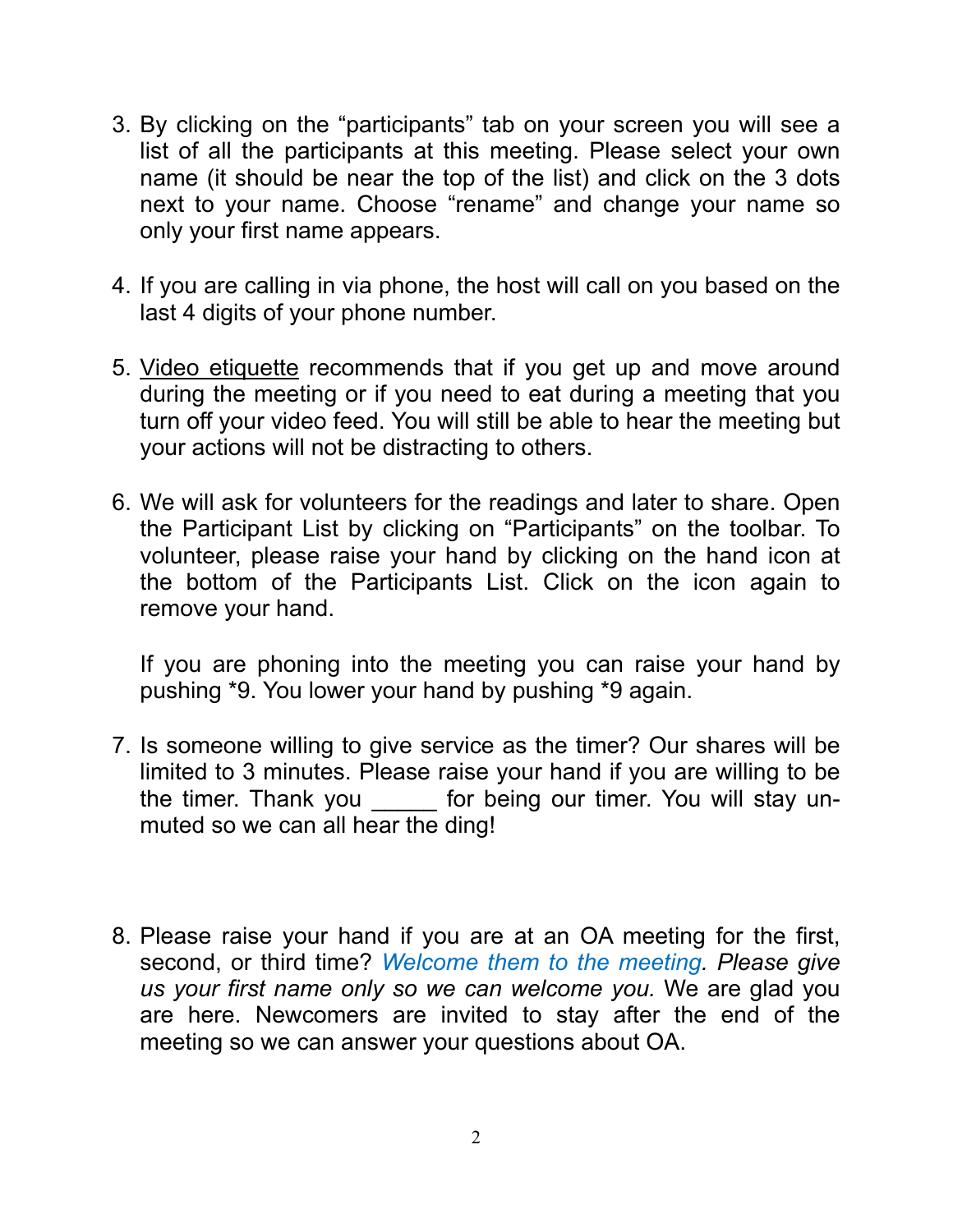3. By clicking on the “participants” tab on your screen you will see a list of all the participants at this meeting. Please select your own name (it should be near the top of the list) and click on the 3 dots next to your name. Choose “rename” and change your name so only your first name appears.

4. If you are calling in via phone, the host will call on you based on the last 4 digits of your phone number.

5. <u>Video etiquette</u> recommends that if you get up and move around during the meeting or if you need to eat during a meeting that you turn off your video feed. You will still be able to hear the meeting but your actions will not be distracting to others.

6. We will ask for volunteers for the readings and later to share. Open the Participant List by clicking on “Participants” on the toolbar. To volunteer, please raise your hand by clicking on the hand icon at the bottom of the Participants List. Click on the icon again to remove your hand.

   If you are phoning into the meeting you can raise your hand by pushing *9. You lower your hand by pushing *9 again.

7. Is someone willing to give service as the timer? Our shares will be limited to 3 minutes. Please raise your hand if you are willing to be the timer. Thank you _____ for being our timer. You will stay un-muted so we can all hear the ding!

8. Please raise your hand if you are at an OA meeting for the first, second, or third time? *Welcome them to the meeting. Please give us your first name only so we can welcome you.* We are glad you are here. Newcomers are invited to stay after the end of the meeting so we can answer your questions about OA.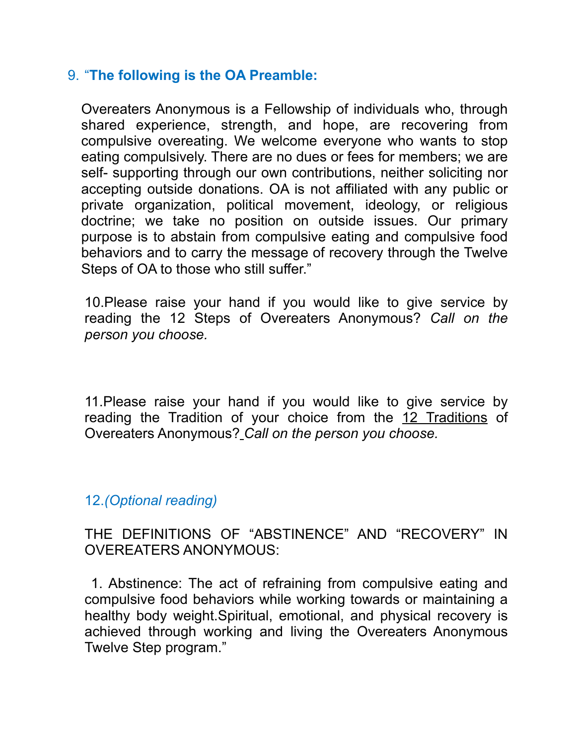9. “**The following is the OA Preamble:**

Overeaters Anonymous is a Fellowship of individuals who, through shared experience, strength, and hope, are recovering from compulsive overeating. We welcome everyone who wants to stop eating compulsively. There are no dues or fees for members; we are self- supporting through our own contributions, neither soliciting nor accepting outside donations. OA is not affiliated with any public or private organization, political movement, ideology, or religious doctrine; we take no position on outside issues. Our primary purpose is to abstain from compulsive eating and compulsive food behaviors and to carry the message of recovery through the Twelve Steps of OA to those who still suffer.”

10.Please raise your hand if you would like to give service by reading the 12 Steps of Overeaters Anonymous? *Call on the person you choose.*

11.Please raise your hand if you would like to give service by reading the Tradition of your choice from the 12 Traditions of Overeaters Anonymous? *Call on the person you choose.*

12.*(Optional reading)*

THE DEFINITIONS OF “ABSTINENCE” AND “RECOVERY” IN OVEREATERS ANONYMOUS:

1. Abstinence: The act of refraining from compulsive eating and compulsive food behaviors while working towards or maintaining a healthy body weight.Spiritual, emotional, and physical recovery is achieved through working and living the Overeaters Anonymous Twelve Step program.”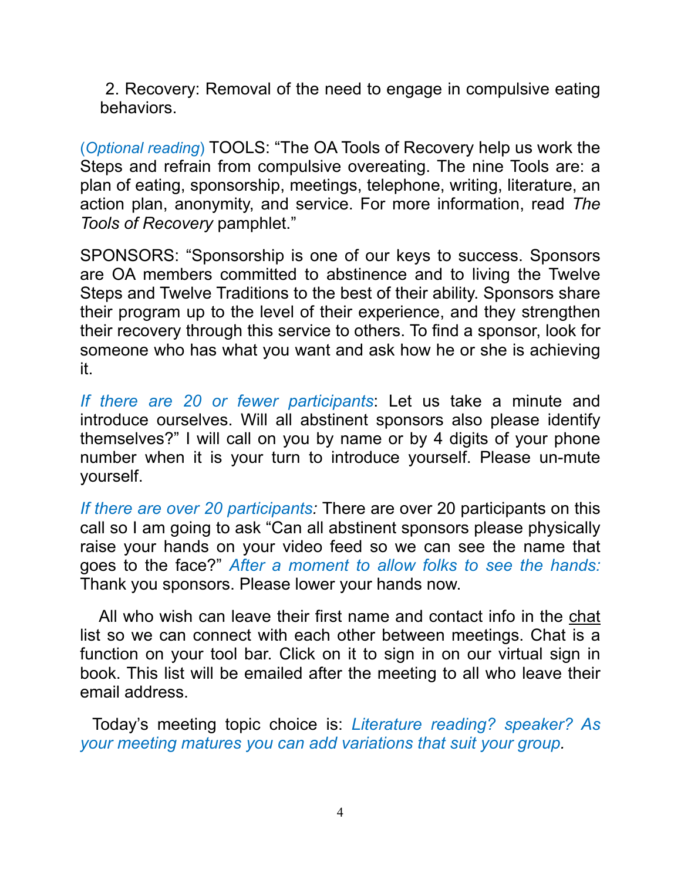2. Recovery: Removal of the need to engage in compulsive eating behaviors.

(*Optional reading*) TOOLS: "The OA Tools of Recovery help us work the Steps and refrain from compulsive overeating. The nine Tools are: a plan of eating, sponsorship, meetings, telephone, writing, literature, an action plan, anonymity, and service. For more information, read *The Tools of Recovery* pamphlet."

SPONSORS: "Sponsorship is one of our keys to success. Sponsors are OA members committed to abstinence and to living the Twelve Steps and Twelve Traditions to the best of their ability. Sponsors share their program up to the level of their experience, and they strengthen their recovery through this service to others. To find a sponsor, look for someone who has what you want and ask how he or she is achieving it.

*If there are 20 or fewer participants*: Let us take a minute and introduce ourselves. Will all abstinent sponsors also please identify themselves?" I will call on you by name or by 4 digits of your phone number when it is your turn to introduce yourself. Please un-mute yourself.

*If there are over 20 participants:* There are over 20 participants on this call so I am going to ask "Can all abstinent sponsors please physically raise your hands on your video feed so we can see the name that goes to the face?" *After a moment to allow folks to see the hands:* Thank you sponsors. Please lower your hands now.

All who wish can leave their first name and contact info in the chat list so we can connect with each other between meetings. Chat is a function on your tool bar. Click on it to sign in on our virtual sign in book. This list will be emailed after the meeting to all who leave their email address.

Today's meeting topic choice is: *Literature reading? speaker? As your meeting matures you can add variations that suit your group.*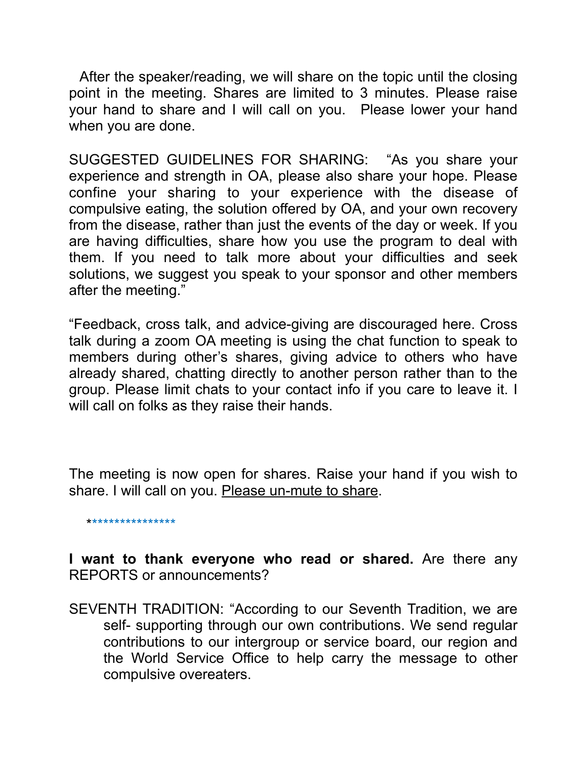After the speaker/reading, we will share on the topic until the closing point in the meeting. Shares are limited to 3 minutes. Please raise your hand to share and I will call on you.  Please lower your hand when you are done.

SUGGESTED GUIDELINES FOR SHARING:  "As you share your experience and strength in OA, please also share your hope. Please confine your sharing to your experience with the disease of compulsive eating, the solution offered by OA, and your own recovery from the disease, rather than just the events of the day or week. If you are having difficulties, share how you use the program to deal with them. If you need to talk more about your difficulties and seek solutions, we suggest you speak to your sponsor and other members after the meeting."

"Feedback, cross talk, and advice-giving are discouraged here. Cross talk during a zoom OA meeting is using the chat function to speak to members during other's shares, giving advice to others who have already shared, chatting directly to another person rather than to the group. Please limit chats to your contact info if you care to leave it. I will call on folks as they raise their hands.

The meeting is now open for shares. Raise your hand if you wish to share. I will call on you. <u>Please un-mute to share</u>.

****************

**I want to thank everyone who read or shared.** Are there any REPORTS or announcements?

SEVENTH TRADITION: "According to our Seventh Tradition, we are self- supporting through our own contributions. We send regular contributions to our intergroup or service board, our region and the World Service Office to help carry the message to other compulsive overeaters.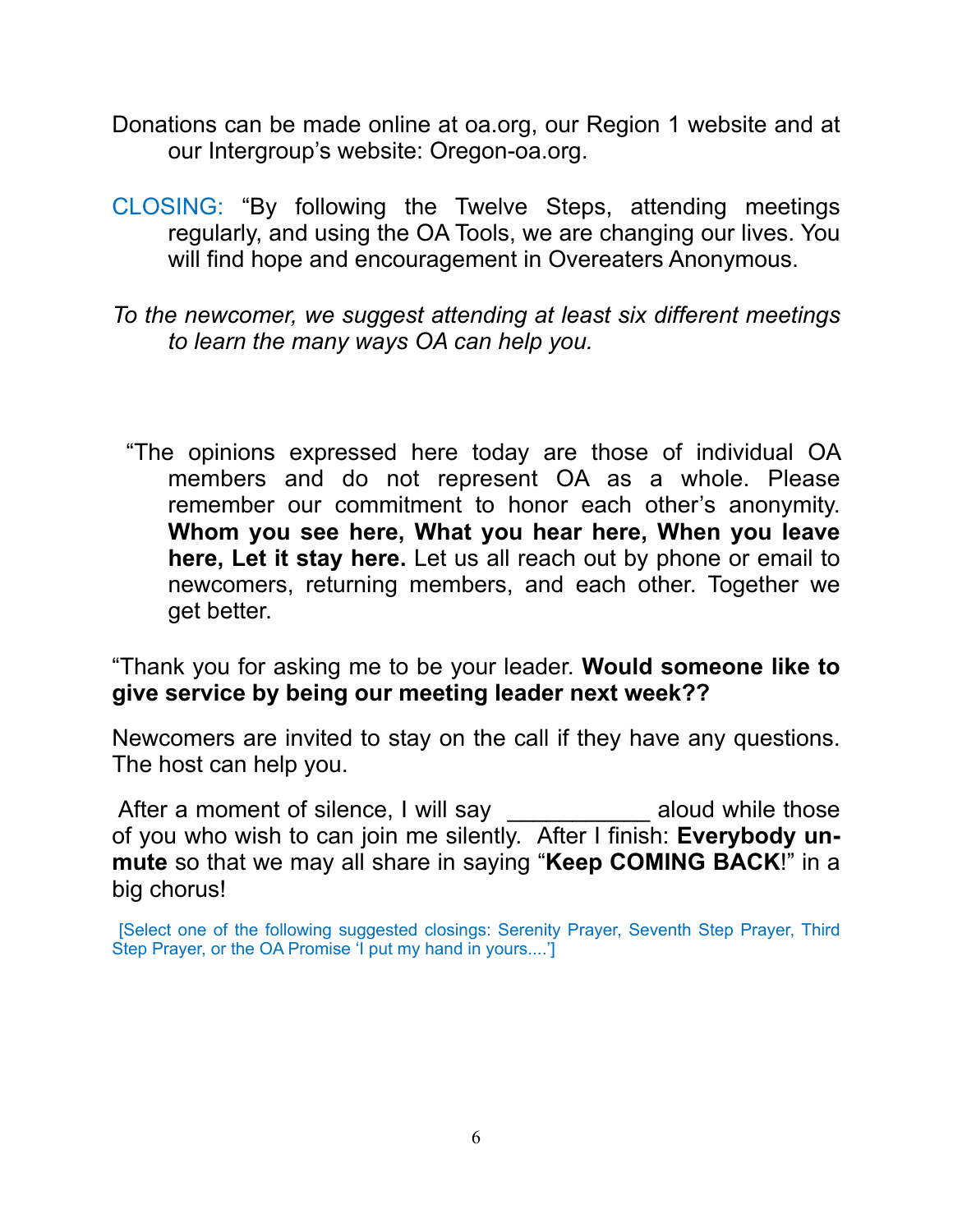Donations can be made online at oa.org, our Region 1 website and at our Intergroup's website: Oregon-oa.org.

CLOSING: "By following the Twelve Steps, attending meetings regularly, and using the OA Tools, we are changing our lives. You will find hope and encouragement in Overeaters Anonymous.

*To the newcomer, we suggest attending at least six different meetings to learn the many ways OA can help you.*

"The opinions expressed here today are those of individual OA members and do not represent OA as a whole. Please remember our commitment to honor each other's anonymity. **Whom you see here, What you hear here, When you leave here, Let it stay here.** Let us all reach out by phone or email to newcomers, returning members, and each other. Together we get better.

"Thank you for asking me to be your leader. **Would someone like to give service by being our meeting leader next week??**

Newcomers are invited to stay on the call if they have any questions. The host can help you.

After a moment of silence, I will say ___________ aloud while those of you who wish to can join me silently. After I finish: **Everybody unmute** so that we may all share in saying "**Keep COMING BACK**!" in a big chorus!

[Select one of the following suggested closings: Serenity Prayer, Seventh Step Prayer, Third Step Prayer, or the OA Promise 'I put my hand in yours....']